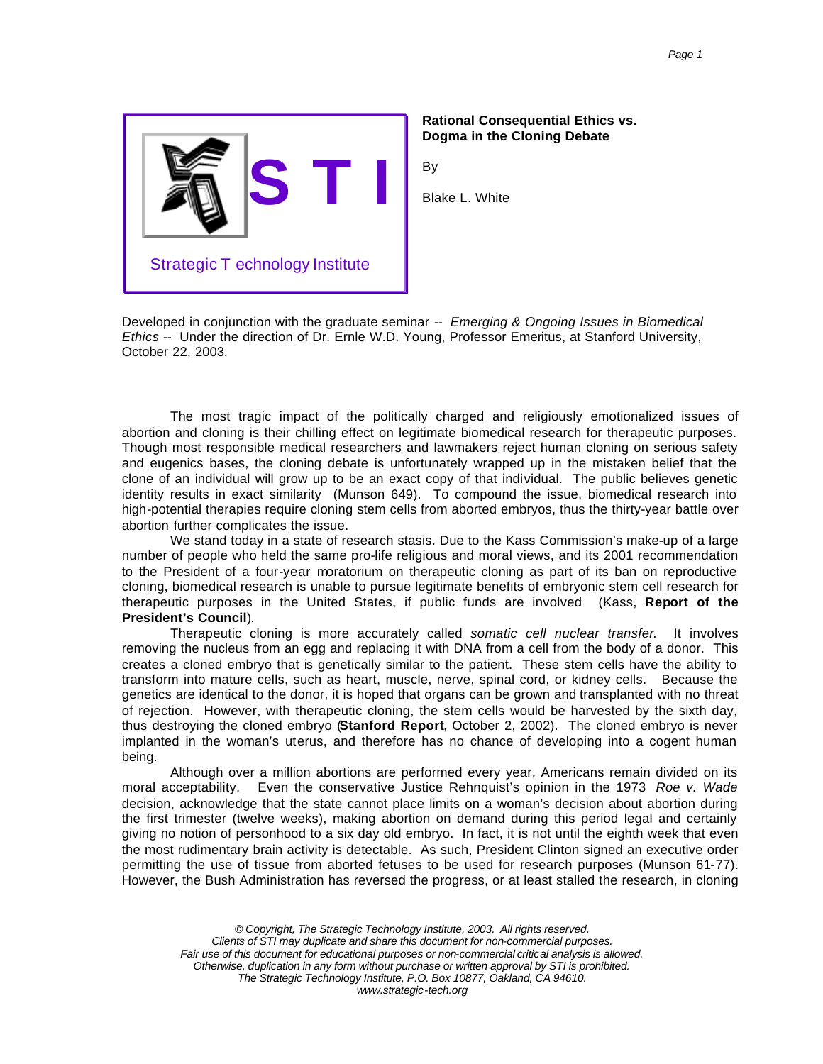Strategic Technology Institute

# Rational Consequential Ethics vs. Dogma in the Cloning Debate

By

Blake L. White

Developed in conjunction with the graduate seminar -- *Emerging & Ongoing Issues in Biomedical Ethics* -- Under the direction of Dr. Ernle W.D. Young, Professor Emeritus, at Stanford University, October 22, 2003.

The most tragic impact of the politically charged and religiously emotionalized issues of abortion and cloning is their chilling effect on legitimate biomedical research for therapeutic purposes. Though most responsible medical researchers and lawmakers reject human cloning on serious safety and eugenics bases, the cloning debate is unfortunately wrapped up in the mistaken belief that the clone of an individual will grow up to be an exact copy of that individual. The public believes genetic identity results in exact similarity (Munson 649). To compound the issue, biomedical research into high-potential therapies require cloning stem cells from aborted embryos, thus the thirty-year battle over abortion further complicates the issue.

We stand today in a state of research stasis. Due to the Kass Commission's make-up of a large number of people who held the same pro-life religious and moral views, and its 2001 recommendation to the President of a four-year moratorium on therapeutic cloning as part of its ban on reproductive cloning, biomedical research is unable to pursue legitimate benefits of embryonic stem cell research for therapeutic purposes in the United States, if public funds are involved (Kass, **Report of the President's Council**).

Therapeutic cloning is more accurately called *somatic cell nuclear transfer.* It involves removing the nucleus from an egg and replacing it with DNA from a cell from the body of a donor. This creates a cloned embryo that is genetically similar to the patient. These stem cells have the ability to transform into mature cells, such as heart, muscle, nerve, spinal cord, or kidney cells. Because the genetics are identical to the donor, it is hoped that organs can be grown and transplanted with no threat of rejection. However, with therapeutic cloning, the stem cells would be harvested by the sixth day, thus destroying the cloned embryo (**Stanford Report**, October 2, 2002). The cloned embryo is never implanted in the woman's uterus, and therefore has no chance of developing into a cogent human being.

Although over a million abortions are performed every year, Americans remain divided on its moral acceptability. Even the conservative Justice Rehnquist's opinion in the 1973 *Roe v. Wade* decision, acknowledge that the state cannot place limits on a woman's decision about abortion during the first trimester (twelve weeks), making abortion on demand during this period legal and certainly giving no notion of personhood to a six day old embryo. In fact, it is not until the eighth week that even the most rudimentary brain activity is detectable. As such, President Clinton signed an executive order permitting the use of tissue from aborted fetuses to be used for research purposes (Munson 61-77). However, the Bush Administration has reversed the progress, or at least stalled the research, in cloning

*© Copyright, The Strategic Technology Institute, 2003. All rights reserved.*
*Clients of STI may duplicate and share this document for non-commercial purposes.*
*Fair use of this document for educational purposes or non-commercial critical analysis is allowed.*
*Otherwise, duplication in any form without purchase or written approval by STI is prohibited.*
*The Strategic Technology Institute, P.O. Box 10877, Oakland, CA 94610.*
*www.strategic-tech.org*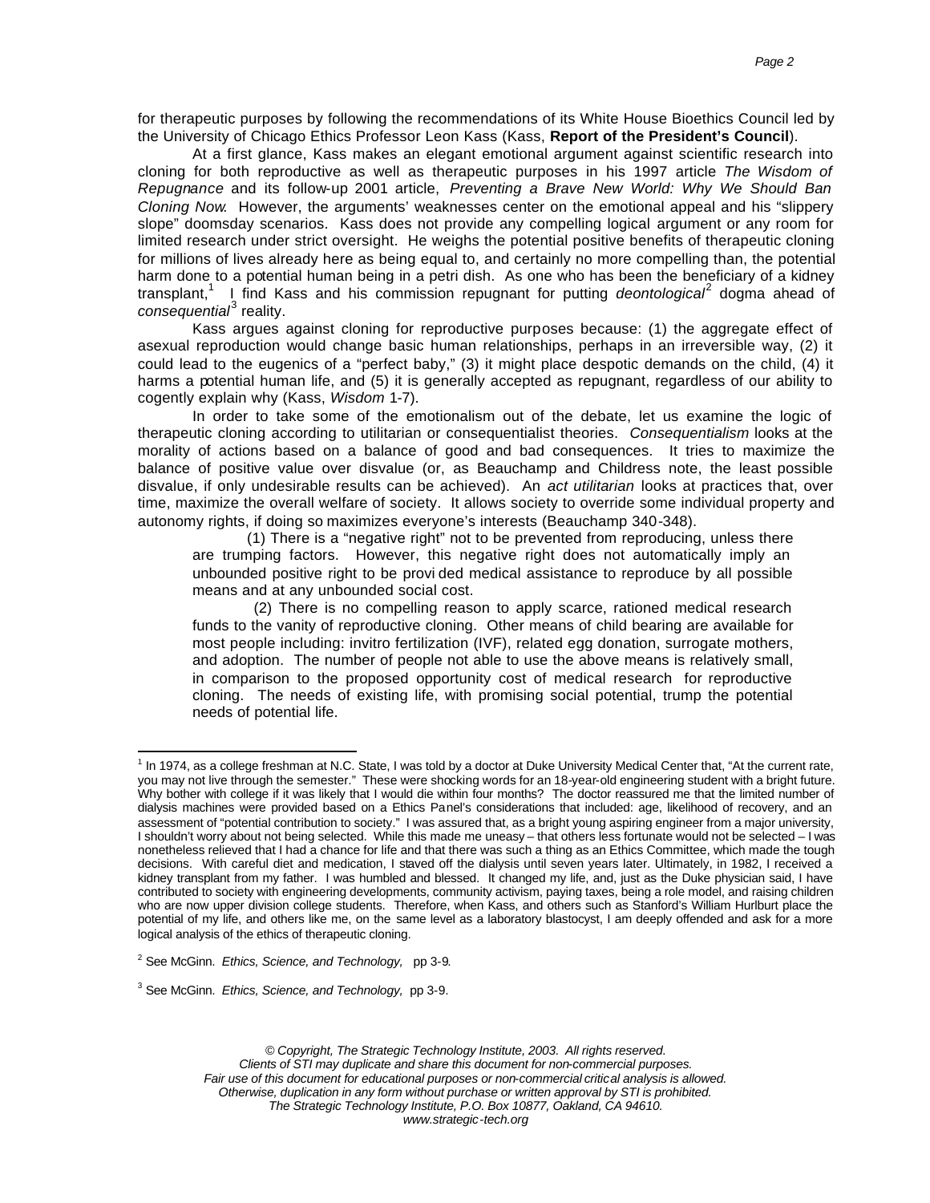for therapeutic purposes by following the recommendations of its White House Bioethics Council led by the University of Chicago Ethics Professor Leon Kass (Kass, **Report of the President's Council**).

At a first glance, Kass makes an elegant emotional argument against scientific research into cloning for both reproductive as well as therapeutic purposes in his 1997 article *The Wisdom of Repugnance* and its follow-up 2001 article, *Preventing a Brave New World: Why We Should Ban Cloning Now*. However, the arguments' weaknesses center on the emotional appeal and his "slippery slope" doomsday scenarios. Kass does not provide any compelling logical argument or any room for limited research under strict oversight. He weighs the potential positive benefits of therapeutic cloning for millions of lives already here as being equal to, and certainly no more compelling than, the potential harm done to a potential human being in a petri dish. As one who has been the beneficiary of a kidney transplant,[1] I find Kass and his commission repugnant for putting *deontological*[2] dogma ahead of *consequential*[3] reality.

Kass argues against cloning for reproductive purposes because: (1) the aggregate effect of asexual reproduction would change basic human relationships, perhaps in an irreversible way, (2) it could lead to the eugenics of a "perfect baby," (3) it might place despotic demands on the child, (4) it harms a potential human life, and (5) it is generally accepted as repugnant, regardless of our ability to cogently explain why (Kass, *Wisdom* 1-7).

In order to take some of the emotionalism out of the debate, let us examine the logic of therapeutic cloning according to utilitarian or consequentialist theories. *Consequentialism* looks at the morality of actions based on a balance of good and bad consequences. It tries to maximize the balance of positive value over disvalue (or, as Beauchamp and Childress note, the least possible disvalue, if only undesirable results can be achieved). An *act utilitarian* looks at practices that, over time, maximize the overall welfare of society. It allows society to override some individual property and autonomy rights, if doing so maximizes everyone's interests (Beauchamp 340-348).

> (1) There is a "negative right" not to be prevented from reproducing, unless there are trumping factors. However, this negative right does not automatically imply an unbounded positive right to be provided medical assistance to reproduce by all possible means and at any unbounded social cost.
>
> (2) There is no compelling reason to apply scarce, rationed medical research funds to the vanity of reproductive cloning. Other means of child bearing are available for most people including: invitro fertilization (IVF), related egg donation, surrogate mothers, and adoption. The number of people not able to use the above means is relatively small, in comparison to the proposed opportunity cost of medical research for reproductive cloning. The needs of existing life, with promising social potential, trump the potential needs of potential life.

---

[1] In 1974, as a college freshman at N.C. State, I was told by a doctor at Duke University Medical Center that, "At the current rate, you may not live through the semester." These were shocking words for an 18-year-old engineering student with a bright future. Why bother with college if it was likely that I would die within four months? The doctor reassured me that the limited number of dialysis machines were provided based on a Ethics Panel's considerations that included: age, likelihood of recovery, and an assessment of "potential contribution to society." I was assured that, as a bright young aspiring engineer from a major university, I shouldn't worry about not being selected. While this made me uneasy – that others less fortunate would not be selected – I was nonetheless relieved that I had a chance for life and that there was such a thing as an Ethics Committee, which made the tough decisions. With careful diet and medication, I staved off the dialysis until seven years later. Ultimately, in 1982, I received a kidney transplant from my father. I was humbled and blessed. It changed my life, and, just as the Duke physician said, I have contributed to society with engineering developments, community activism, paying taxes, being a role model, and raising children who are now upper division college students. Therefore, when Kass, and others such as Stanford's William Hurlburt place the potential of my life, and others like me, on the same level as a laboratory blastocyst, I am deeply offended and ask for a more logical analysis of the ethics of therapeutic cloning.

[2] See McGinn. *Ethics, Science, and Technology,* pp 3-9.

[3] See McGinn. *Ethics, Science, and Technology,* pp 3-9.

*© Copyright, The Strategic Technology Institute, 2003. All rights reserved.*
*Clients of STI may duplicate and share this document for non-commercial purposes.*
*Fair use of this document for educational purposes or non-commercial critical analysis is allowed.*
*Otherwise, duplication in any form without purchase or written approval by STI is prohibited.*
*The Strategic Technology Institute, P.O. Box 10877, Oakland, CA 94610.*
*www.strategic-tech.org*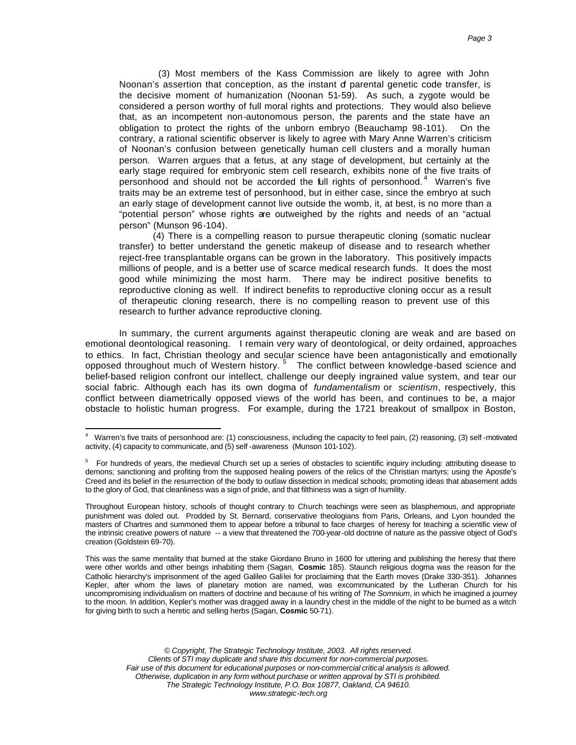(3) Most members of the Kass Commission are likely to agree with John Noonan's assertion that conception, as the instant of parental genetic code transfer, is the decisive moment of humanization (Noonan 51-59). As such, a zygote would be considered a person worthy of full moral rights and protections. They would also believe that, as an incompetent non-autonomous person, the parents and the state have an obligation to protect the rights of the unborn embryo (Beauchamp 98-101). On the contrary, a rational scientific observer is likely to agree with Mary Anne Warren's criticism of Noonan's confusion between genetically human cell clusters and a morally human person. Warren argues that a fetus, at any stage of development, but certainly at the early stage required for embryonic stem cell research, exhibits none of the five traits of personhood and should not be accorded the full rights of personhood.[4] Warren's five traits may be an extreme test of personhood, but in either case, since the embryo at such an early stage of development cannot live outside the womb, it, at best, is no more than a "potential person" whose rights are outweighed by the rights and needs of an "actual person" (Munson 96-104).

(4) There is a compelling reason to pursue therapeutic cloning (somatic nuclear transfer) to better understand the genetic makeup of disease and to research whether reject-free transplantable organs can be grown in the laboratory. This positively impacts millions of people, and is a better use of scarce medical research funds. It does the most good while minimizing the most harm. There may be indirect positive benefits to reproductive cloning as well. If indirect benefits to reproductive cloning occur as a result of therapeutic cloning research, there is no compelling reason to prevent use of this research to further advance reproductive cloning.

In summary, the current arguments against therapeutic cloning are weak and are based on emotional deontological reasoning. I remain very wary of deontological, or deity ordained, approaches to ethics. In fact, Christian theology and secular science have been antagonistically and emotionally opposed throughout much of Western history.[5] The conflict between knowledge-based science and belief-based religion confront our intellect, challenge our deeply ingrained value system, and tear our social fabric. Although each has its own dogma of *fundamentalism* or *scientism*, respectively, this conflict between diametrically opposed views of the world has been, and continues to be, a major obstacle to holistic human progress. For example, during the 1721 breakout of smallpox in Boston,

---

[4] Warren's five traits of personhood are: (1) consciousness, including the capacity to feel pain, (2) reasoning, (3) self-motivated activity, (4) capacity to communicate, and (5) self-awareness (Munson 101-102).

[5] For hundreds of years, the medieval Church set up a series of obstacles to scientific inquiry including: attributing disease to demons; sanctioning and profiting from the supposed healing powers of the relics of the Christian martyrs; using the Apostle's Creed and its belief in the resurrection of the body to outlaw dissection in medical schools; promoting ideas that abasement adds to the glory of God, that cleanliness was a sign of pride, and that filthiness was a sign of humility.

Throughout European history, schools of thought contrary to Church teachings were seen as blasphemous, and appropriate punishment was doled out. Prodded by St. Bernard, conservative theologians from Paris, Orleans, and Lyon hounded the masters of Chartres and summoned them to appear before a tribunal to face charges of heresy for teaching a scientific view of the intrinsic creative powers of nature -- a view that threatened the 700-year-old doctrine of nature as the passive object of God's creation (Goldstein 69-70).

This was the same mentality that burned at the stake Giordano Bruno in 1600 for uttering and publishing the heresy that there were other worlds and other beings inhabiting them (Sagan, **Cosmic** 185). Staunch religious dogma was the reason for the Catholic hierarchy's imprisonment of the aged Galileo Galilei for proclaiming that the Earth moves (Drake 330-351). Johannes Kepler, after whom the laws of planetary motion are named, was excommunicated by the Lutheran Church for his uncompromising individualism on matters of doctrine and because of his writing of *The Somnium*, in which he imagined a journey to the moon. In addition, Kepler's mother was dragged away in a laundry chest in the middle of the night to be burned as a witch for giving birth to such a heretic and selling herbs (Sagan, **Cosmic** 50-71).

*© Copyright, The Strategic Technology Institute, 2003. All rights reserved.*
*Clients of STI may duplicate and share this document for non-commercial purposes.*
*Fair use of this document for educational purposes or non-commercial critical analysis is allowed.*
*Otherwise, duplication in any form without purchase or written approval by STI is prohibited.*
*The Strategic Technology Institute, P.O. Box 10877, Oakland, CA 94610.*
*www.strategic-tech.org*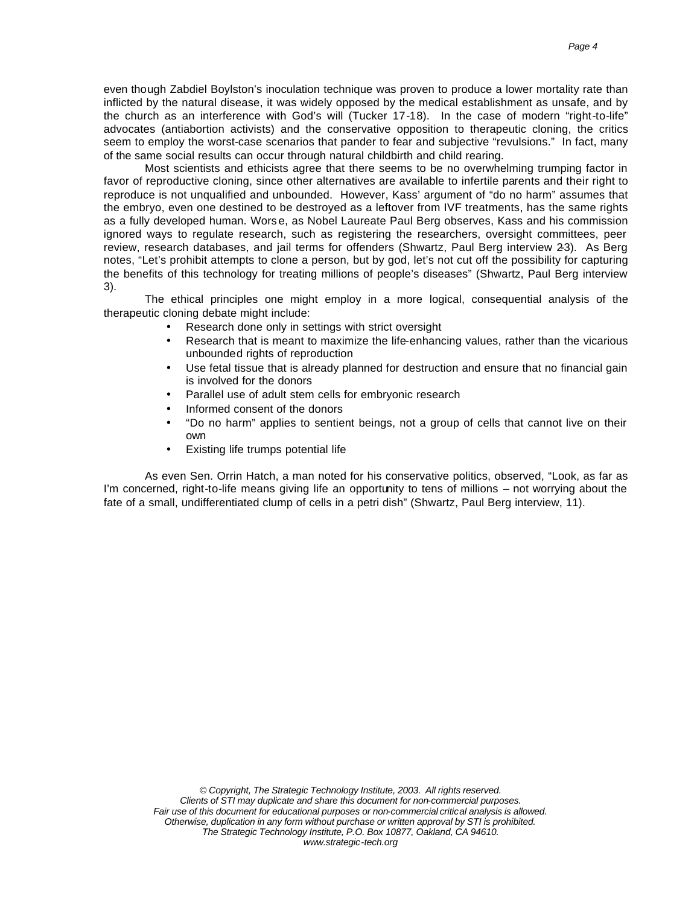even though Zabdiel Boylston's inoculation technique was proven to produce a lower mortality rate than inflicted by the natural disease, it was widely opposed by the medical establishment as unsafe, and by the church as an interference with God's will (Tucker 17-18). In the case of modern "right-to-life" advocates (antiabortion activists) and the conservative opposition to therapeutic cloning, the critics seem to employ the worst-case scenarios that pander to fear and subjective "revulsions." In fact, many of the same social results can occur through natural childbirth and child rearing.

Most scientists and ethicists agree that there seems to be no overwhelming trumping factor in favor of reproductive cloning, since other alternatives are available to infertile parents and their right to reproduce is not unqualified and unbounded. However, Kass' argument of "do no harm" assumes that the embryo, even one destined to be destroyed as a leftover from IVF treatments, has the same rights as a fully developed human. Worse, as Nobel Laureate Paul Berg observes, Kass and his commission ignored ways to regulate research, such as registering the researchers, oversight committees, peer review, research databases, and jail terms for offenders (Shwartz, Paul Berg interview 2-3). As Berg notes, "Let's prohibit attempts to clone a person, but by god, let's not cut off the possibility for capturing the benefits of this technology for treating millions of people's diseases" (Shwartz, Paul Berg interview 3).

The ethical principles one might employ in a more logical, consequential analysis of the therapeutic cloning debate might include:

- Research done only in settings with strict oversight
- Research that is meant to maximize the life-enhancing values, rather than the vicarious unbounded rights of reproduction
- Use fetal tissue that is already planned for destruction and ensure that no financial gain is involved for the donors
- Parallel use of adult stem cells for embryonic research
- Informed consent of the donors
- "Do no harm" applies to sentient beings, not a group of cells that cannot live on their own
- Existing life trumps potential life

As even Sen. Orrin Hatch, a man noted for his conservative politics, observed, "Look, as far as I'm concerned, right-to-life means giving life an opportunity to tens of millions – not worrying about the fate of a small, undifferentiated clump of cells in a petri dish" (Shwartz, Paul Berg interview, 11).

*© Copyright, The Strategic Technology Institute, 2003. All rights reserved.*
*Clients of STI may duplicate and share this document for non-commercial purposes.*
*Fair use of this document for educational purposes or non-commercial critical analysis is allowed.*
*Otherwise, duplication in any form without purchase or written approval by STI is prohibited.*
*The Strategic Technology Institute, P.O. Box 10877, Oakland, CA 94610.*
*www.strategic-tech.org*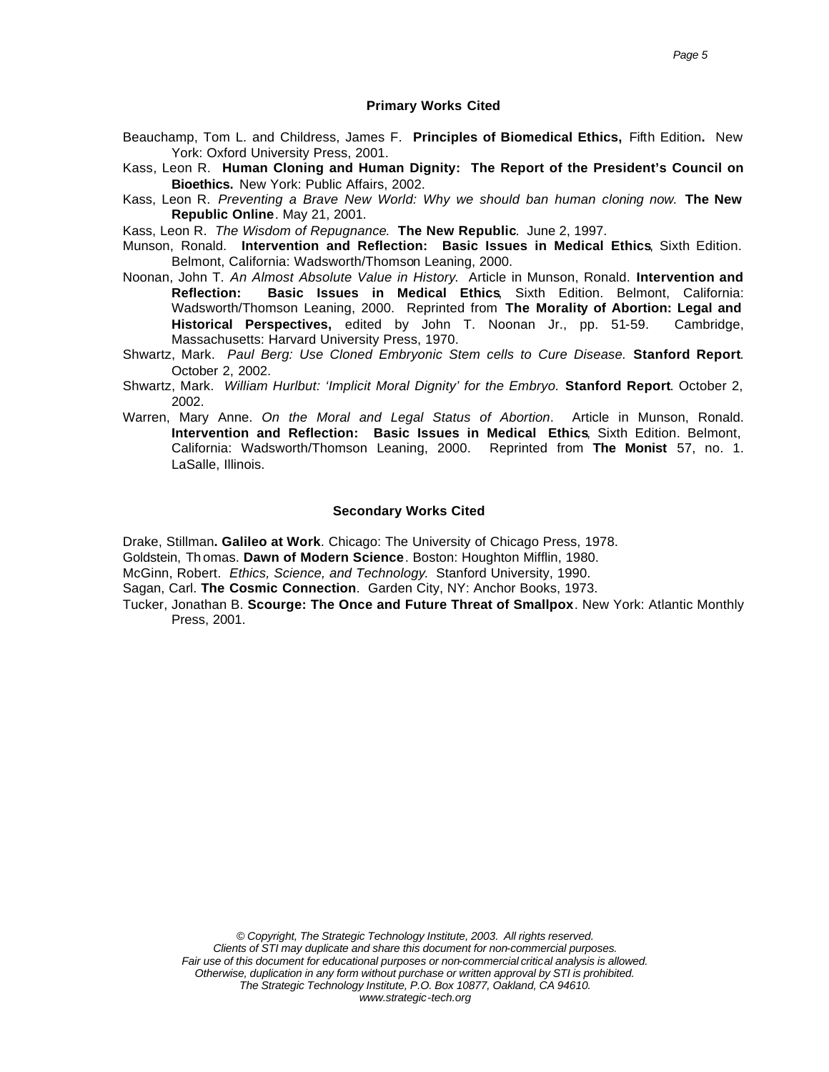## Primary Works Cited

Beauchamp, Tom L. and Childress, James F. **Principles of Biomedical Ethics,** Fifth Edition**.** New York: Oxford University Press, 2001.

Kass, Leon R. **Human Cloning and Human Dignity: The Report of the President's Council on Bioethics.** New York: Public Affairs, 2002.

Kass, Leon R. *Preventing a Brave New World: Why we should ban human cloning now.* **The New Republic Online**. May 21, 2001.

Kass, Leon R. *The Wisdom of Repugnance.* **The New Republic**. June 2, 1997.

Munson, Ronald. **Intervention and Reflection: Basic Issues in Medical Ethics**, Sixth Edition. Belmont, California: Wadsworth/Thomson Leaning, 2000.

Noonan, John T. *An Almost Absolute Value in History.* Article in Munson, Ronald. **Intervention and Reflection: Basic Issues in Medical Ethics**, Sixth Edition. Belmont, California: Wadsworth/Thomson Leaning, 2000. Reprinted from **The Morality of Abortion: Legal and Historical Perspectives,** edited by John T. Noonan Jr., pp. 51-59. Cambridge, Massachusetts: Harvard University Press, 1970.

Shwartz, Mark. *Paul Berg: Use Cloned Embryonic Stem cells to Cure Disease.* **Stanford Report**. October 2, 2002.

Shwartz, Mark. *William Hurlbut: 'Implicit Moral Dignity' for the Embryo.* **Stanford Report**. October 2, 2002.

Warren, Mary Anne. *On the Moral and Legal Status of Abortion*. Article in Munson, Ronald. **Intervention and Reflection: Basic Issues in Medical Ethics**, Sixth Edition. Belmont, California: Wadsworth/Thomson Leaning, 2000. Reprinted from **The Monist** 57, no. 1. LaSalle, Illinois.

## Secondary Works Cited

Drake, Stillman**. Galileo at Work**. Chicago: The University of Chicago Press, 1978.

Goldstein, Thomas. **Dawn of Modern Science**. Boston: Houghton Mifflin, 1980.

McGinn, Robert. *Ethics, Science, and Technology.* Stanford University, 1990.

Sagan, Carl. **The Cosmic Connection**. Garden City, NY: Anchor Books, 1973.

Tucker, Jonathan B. **Scourge: The Once and Future Threat of Smallpox**. New York: Atlantic Monthly Press, 2001.

*© Copyright, The Strategic Technology Institute, 2003. All rights reserved.*
*Clients of STI may duplicate and share this document for non-commercial purposes.*
*Fair use of this document for educational purposes or non-commercial critical analysis is allowed.*
*Otherwise, duplication in any form without purchase or written approval by STI is prohibited.*
*The Strategic Technology Institute, P.O. Box 10877, Oakland, CA 94610.*
*www.strategic-tech.org*